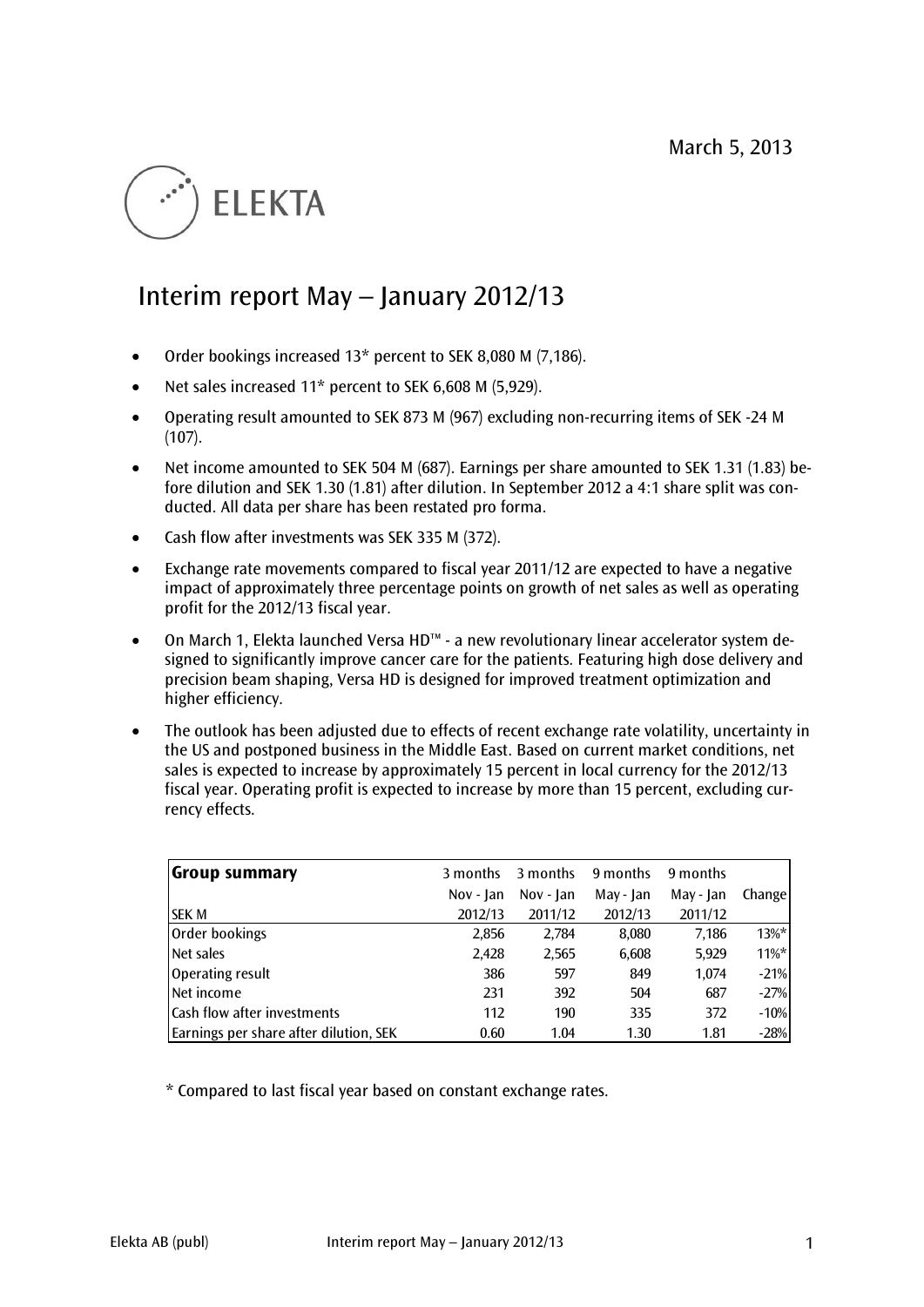March 5, 2013

ELEKTA

# Interim report May – January 2012/13

- Order bookings increased 13* percent to SEK 8,080 M (7,186).
- Net sales increased 11* percent to SEK 6,608 M (5,929).
- Operating result amounted to SEK 873 M (967) excluding non-recurring items of SEK -24 M (107).
- Net income amounted to SEK 504 M (687). Earnings per share amounted to SEK 1.31 (1.83) before dilution and SEK 1.30 (1.81) after dilution. In September 2012 a 4:1 share split was conducted. All data per share has been restated pro forma.
- Cash flow after investments was SEK 335 M (372).
- Exchange rate movements compared to fiscal year 2011/12 are expected to have a negative impact of approximately three percentage points on growth of net sales as well as operating profit for the 2012/13 fiscal year.
- On March 1, Elekta launched Versa HD™ - a new revolutionary linear accelerator system designed to significantly improve cancer care for the patients. Featuring high dose delivery and precision beam shaping, Versa HD is designed for improved treatment optimization and higher efficiency.
- The outlook has been adjusted due to effects of recent exchange rate volatility, uncertainty in the US and postponed business in the Middle East. Based on current market conditions, net sales is expected to increase by approximately 15 percent in local currency for the 2012/13 fiscal year. Operating profit is expected to increase by more than 15 percent, excluding currency effects.

| **Group summary** | 3 months | 3 months | 9 months | 9 months | |
|---|---|---|---|---|---|
| | Nov - Jan | Nov - Jan | May - Jan | May - Jan | Change |
| SEK M | 2012/13 | 2011/12 | 2012/13 | 2011/12 | |
| Order bookings | 2,856 | 2,784 | 8,080 | 7,186 | 13%* |
| Net sales | 2,428 | 2,565 | 6,608 | 5,929 | 11%* |
| Operating result | 386 | 597 | 849 | 1,074 | -21% |
| Net income | 231 | 392 | 504 | 687 | -27% |
| Cash flow after investments | 112 | 190 | 335 | 372 | -10% |
| Earnings per share after dilution, SEK | 0.60 | 1.04 | 1.30 | 1.81 | -28% |

\* Compared to last fiscal year based on constant exchange rates.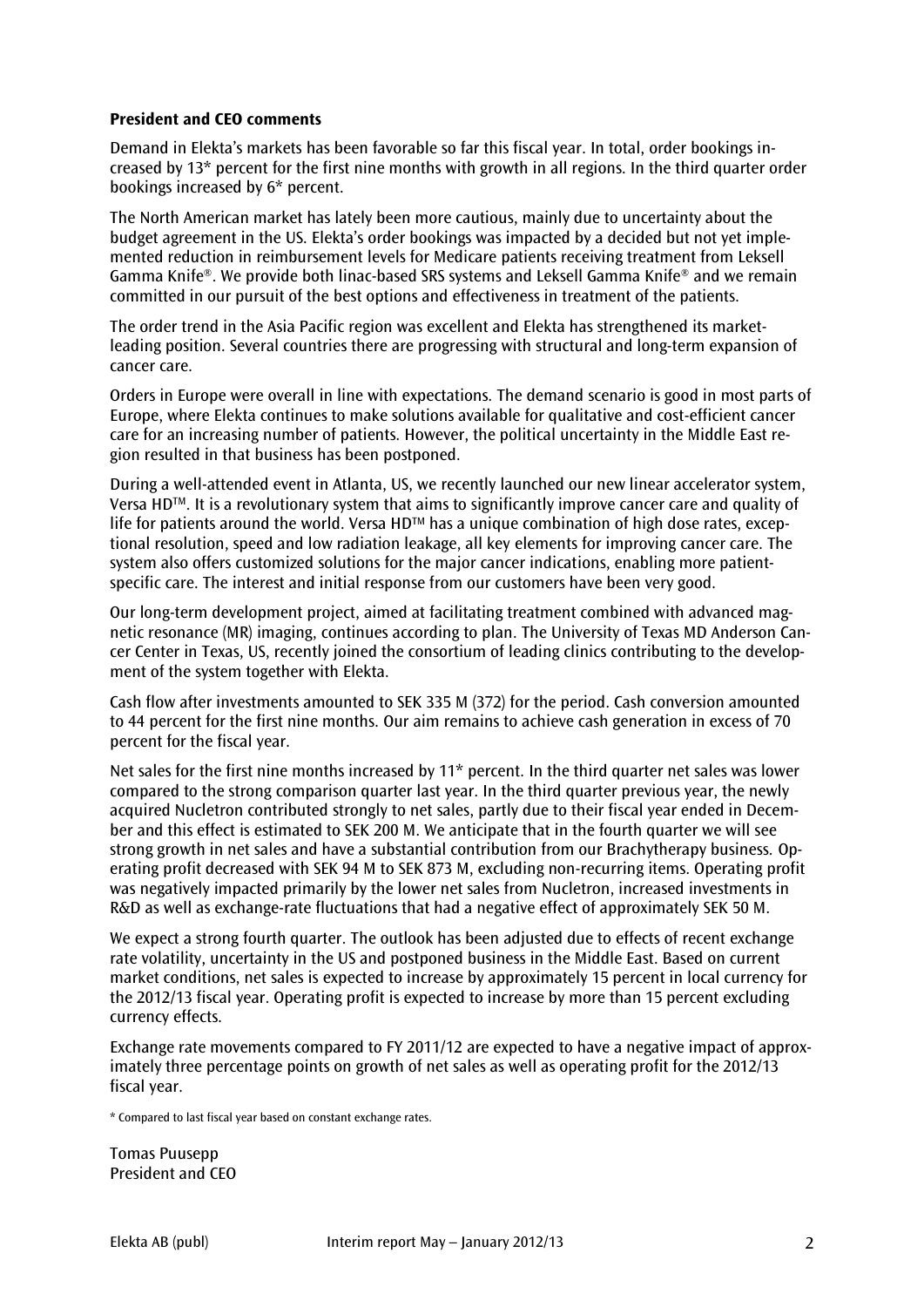**President and CEO comments**

Demand in Elekta's markets has been favorable so far this fiscal year. In total, order bookings increased by 13* percent for the first nine months with growth in all regions. In the third quarter order bookings increased by 6* percent.

The North American market has lately been more cautious, mainly due to uncertainty about the budget agreement in the US. Elekta's order bookings was impacted by a decided but not yet implemented reduction in reimbursement levels for Medicare patients receiving treatment from Leksell Gamma Knife®. We provide both linac-based SRS systems and Leksell Gamma Knife® and we remain committed in our pursuit of the best options and effectiveness in treatment of the patients.

The order trend in the Asia Pacific region was excellent and Elekta has strengthened its market-leading position. Several countries there are progressing with structural and long-term expansion of cancer care.

Orders in Europe were overall in line with expectations. The demand scenario is good in most parts of Europe, where Elekta continues to make solutions available for qualitative and cost-efficient cancer care for an increasing number of patients. However, the political uncertainty in the Middle East region resulted in that business has been postponed.

During a well-attended event in Atlanta, US, we recently launched our new linear accelerator system, Versa HD™. It is a revolutionary system that aims to significantly improve cancer care and quality of life for patients around the world. Versa HD™ has a unique combination of high dose rates, exceptional resolution, speed and low radiation leakage, all key elements for improving cancer care. The system also offers customized solutions for the major cancer indications, enabling more patient-specific care. The interest and initial response from our customers have been very good.

Our long-term development project, aimed at facilitating treatment combined with advanced magnetic resonance (MR) imaging, continues according to plan. The University of Texas MD Anderson Cancer Center in Texas, US, recently joined the consortium of leading clinics contributing to the development of the system together with Elekta.

Cash flow after investments amounted to SEK 335 M (372) for the period. Cash conversion amounted to 44 percent for the first nine months. Our aim remains to achieve cash generation in excess of 70 percent for the fiscal year.

Net sales for the first nine months increased by 11* percent. In the third quarter net sales was lower compared to the strong comparison quarter last year. In the third quarter previous year, the newly acquired Nucletron contributed strongly to net sales, partly due to their fiscal year ended in December and this effect is estimated to SEK 200 M. We anticipate that in the fourth quarter we will see strong growth in net sales and have a substantial contribution from our Brachytherapy business. Operating profit decreased with SEK 94 M to SEK 873 M, excluding non-recurring items. Operating profit was negatively impacted primarily by the lower net sales from Nucletron, increased investments in R&D as well as exchange-rate fluctuations that had a negative effect of approximately SEK 50 M.

We expect a strong fourth quarter. The outlook has been adjusted due to effects of recent exchange rate volatility, uncertainty in the US and postponed business in the Middle East. Based on current market conditions, net sales is expected to increase by approximately 15 percent in local currency for the 2012/13 fiscal year. Operating profit is expected to increase by more than 15 percent excluding currency effects.

Exchange rate movements compared to FY 2011/12 are expected to have a negative impact of approximately three percentage points on growth of net sales as well as operating profit for the 2012/13 fiscal year.

* Compared to last fiscal year based on constant exchange rates.

Tomas Puusepp
President and CEO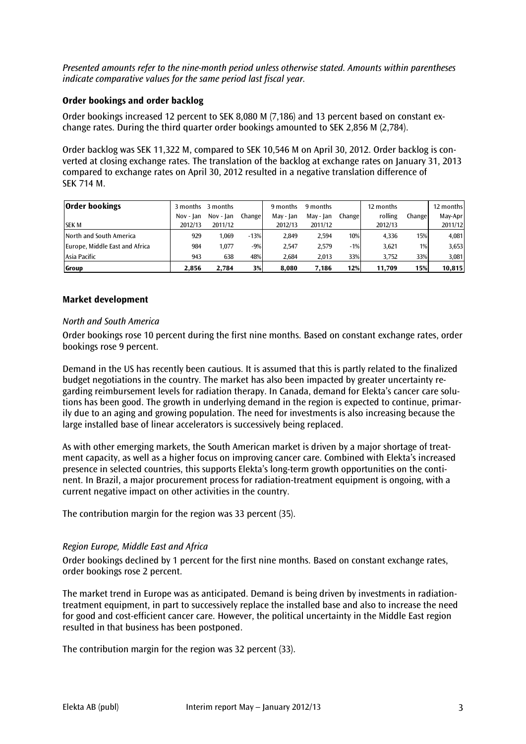*Presented amounts refer to the nine-month period unless otherwise stated. Amounts within parentheses indicate comparative values for the same period last fiscal year.*

### Order bookings and order backlog

Order bookings increased 12 percent to SEK 8,080 M (7,186) and 13 percent based on constant exchange rates. During the third quarter order bookings amounted to SEK 2,856 M (2,784).

Order backlog was SEK 11,322 M, compared to SEK 10,546 M on April 30, 2012. Order backlog is converted at closing exchange rates. The translation of the backlog at exchange rates on January 31, 2013 compared to exchange rates on April 30, 2012 resulted in a negative translation difference of SEK 714 M.

| **Order bookings** | 3 months | 3 months | | 9 months | 9 months | | 12 months | | 12 months |
|---|---|---|---|---|---|---|---|---|---|
| | Nov - Jan | Nov - Jan | Change | May - Jan | May - Jan | Change | rolling | Change | May-Apr |
| SEK M | 2012/13 | 2011/12 | | 2012/13 | 2011/12 | | 2012/13 | | 2011/12 |
| North and South America | 929 | 1,069 | -13% | 2,849 | 2,594 | 10% | 4,336 | 15% | 4,081 |
| Europe, Middle East and Africa | 984 | 1,077 | -9% | 2,547 | 2,579 | -1% | 3,621 | 1% | 3,653 |
| Asia Pacific | 943 | 638 | 48% | 2,684 | 2,013 | 33% | 3,752 | 33% | 3,081 |
| **Group** | **2,856** | **2,784** | **3%** | **8,080** | **7,186** | **12%** | **11,709** | **15%** | **10,815** |

### Market development

*North and South America*

Order bookings rose 10 percent during the first nine months. Based on constant exchange rates, order bookings rose 9 percent.

Demand in the US has recently been cautious. It is assumed that this is partly related to the finalized budget negotiations in the country. The market has also been impacted by greater uncertainty regarding reimbursement levels for radiation therapy. In Canada, demand for Elekta's cancer care solutions has been good. The growth in underlying demand in the region is expected to continue, primarily due to an aging and growing population. The need for investments is also increasing because the large installed base of linear accelerators is successively being replaced.

As with other emerging markets, the South American market is driven by a major shortage of treatment capacity, as well as a higher focus on improving cancer care. Combined with Elekta's increased presence in selected countries, this supports Elekta's long-term growth opportunities on the continent. In Brazil, a major procurement process for radiation-treatment equipment is ongoing, with a current negative impact on other activities in the country.

The contribution margin for the region was 33 percent (35).

*Region Europe, Middle East and Africa*

Order bookings declined by 1 percent for the first nine months. Based on constant exchange rates, order bookings rose 2 percent.

The market trend in Europe was as anticipated. Demand is being driven by investments in radiation-treatment equipment, in part to successively replace the installed base and also to increase the need for good and cost-efficient cancer care. However, the political uncertainty in the Middle East region resulted in that business has been postponed.

The contribution margin for the region was 32 percent (33).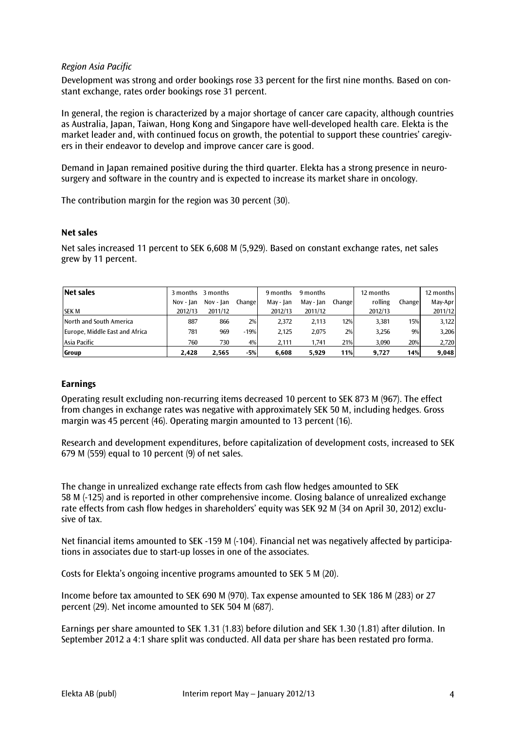*Region Asia Pacific*

Development was strong and order bookings rose 33 percent for the first nine months. Based on constant exchange, rates order bookings rose 31 percent.

In general, the region is characterized by a major shortage of cancer care capacity, although countries as Australia, Japan, Taiwan, Hong Kong and Singapore have well-developed health care. Elekta is the market leader and, with continued focus on growth, the potential to support these countries' caregivers in their endeavor to develop and improve cancer care is good.

Demand in Japan remained positive during the third quarter. Elekta has a strong presence in neurosurgery and software in the country and is expected to increase its market share in oncology.

The contribution margin for the region was 30 percent (30).

## Net sales

Net sales increased 11 percent to SEK 6,608 M (5,929). Based on constant exchange rates, net sales grew by 11 percent.

| **Net sales** | 3 months | 3 months | | 9 months | 9 months | | 12 months | | 12 months |
|---|---|---|---|---|---|---|---|---|---|
| | Nov - Jan | Nov - Jan | Change | May - Jan | May - Jan | Change | rolling | Change | May-Apr |
| SEK M | 2012/13 | 2011/12 | | 2012/13 | 2011/12 | | 2012/13 | | 2011/12 |
| North and South America | 887 | 866 | 2% | 2,372 | 2,113 | 12% | 3,381 | 15% | 3,122 |
| Europe, Middle East and Africa | 781 | 969 | -19% | 2,125 | 2,075 | 2% | 3,256 | 9% | 3,206 |
| Asia Pacific | 760 | 730 | 4% | 2,111 | 1,741 | 21% | 3,090 | 20% | 2,720 |
| **Group** | **2,428** | **2,565** | **-5%** | **6,608** | **5,929** | **11%** | **9,727** | **14%** | **9,048** |

## Earnings

Operating result excluding non-recurring items decreased 10 percent to SEK 873 M (967). The effect from changes in exchange rates was negative with approximately SEK 50 M, including hedges. Gross margin was 45 percent (46). Operating margin amounted to 13 percent (16).

Research and development expenditures, before capitalization of development costs, increased to SEK 679 M (559) equal to 10 percent (9) of net sales.

The change in unrealized exchange rate effects from cash flow hedges amounted to SEK 58 M (-125) and is reported in other comprehensive income. Closing balance of unrealized exchange rate effects from cash flow hedges in shareholders' equity was SEK 92 M (34 on April 30, 2012) exclusive of tax.

Net financial items amounted to SEK -159 M (-104). Financial net was negatively affected by participations in associates due to start-up losses in one of the associates.

Costs for Elekta's ongoing incentive programs amounted to SEK 5 M (20).

Income before tax amounted to SEK 690 M (970). Tax expense amounted to SEK 186 M (283) or 27 percent (29). Net income amounted to SEK 504 M (687).

Earnings per share amounted to SEK 1.31 (1.83) before dilution and SEK 1.30 (1.81) after dilution. In September 2012 a 4:1 share split was conducted. All data per share has been restated pro forma.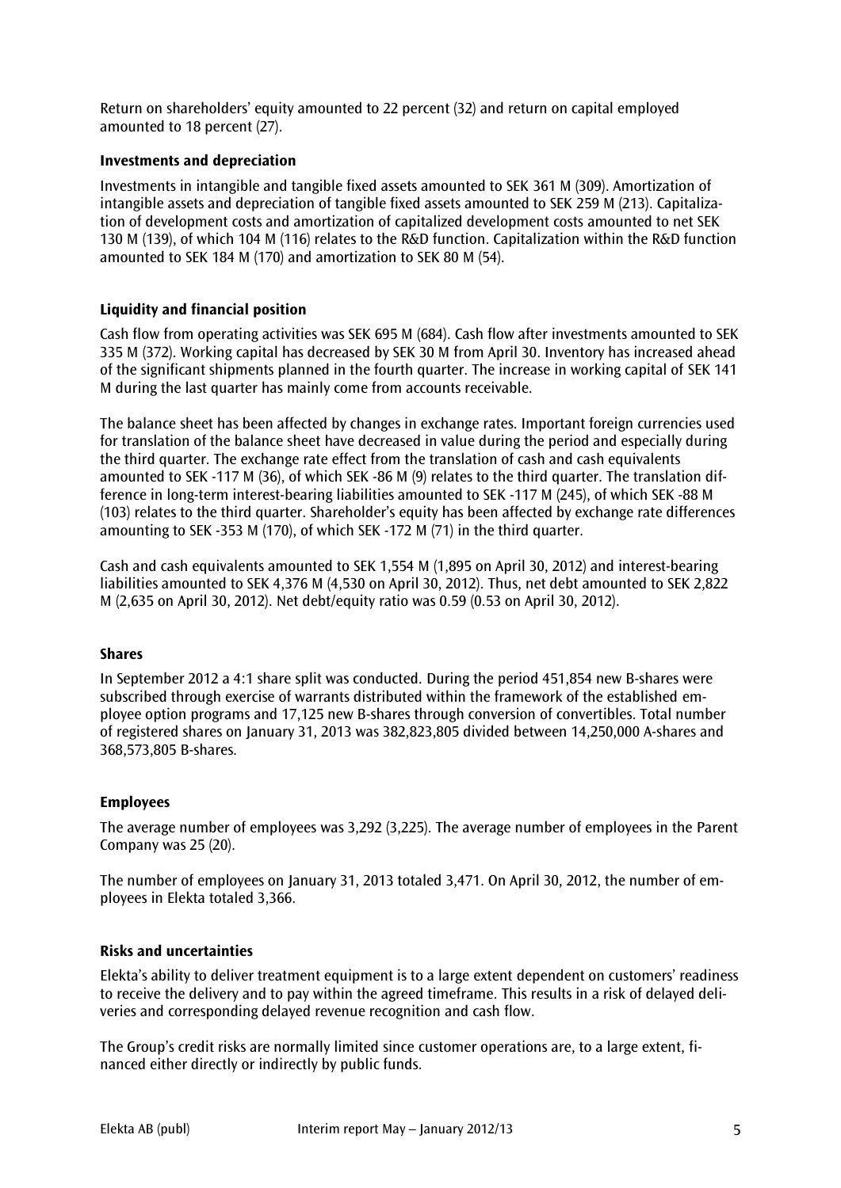Return on shareholders' equity amounted to 22 percent (32) and return on capital employed amounted to 18 percent (27).

### Investments and depreciation

Investments in intangible and tangible fixed assets amounted to SEK 361 M (309). Amortization of intangible assets and depreciation of tangible fixed assets amounted to SEK 259 M (213). Capitalization of development costs and amortization of capitalized development costs amounted to net SEK 130 M (139), of which 104 M (116) relates to the R&D function. Capitalization within the R&D function amounted to SEK 184 M (170) and amortization to SEK 80 M (54).

### Liquidity and financial position

Cash flow from operating activities was SEK 695 M (684). Cash flow after investments amounted to SEK 335 M (372). Working capital has decreased by SEK 30 M from April 30. Inventory has increased ahead of the significant shipments planned in the fourth quarter. The increase in working capital of SEK 141 M during the last quarter has mainly come from accounts receivable.

The balance sheet has been affected by changes in exchange rates. Important foreign currencies used for translation of the balance sheet have decreased in value during the period and especially during the third quarter. The exchange rate effect from the translation of cash and cash equivalents amounted to SEK -117 M (36), of which SEK -86 M (9) relates to the third quarter. The translation difference in long-term interest-bearing liabilities amounted to SEK -117 M (245), of which SEK -88 M (103) relates to the third quarter. Shareholder's equity has been affected by exchange rate differences amounting to SEK -353 M (170), of which SEK -172 M (71) in the third quarter.

Cash and cash equivalents amounted to SEK 1,554 M (1,895 on April 30, 2012) and interest-bearing liabilities amounted to SEK 4,376 M (4,530 on April 30, 2012). Thus, net debt amounted to SEK 2,822 M (2,635 on April 30, 2012). Net debt/equity ratio was 0.59 (0.53 on April 30, 2012).

### Shares

In September 2012 a 4:1 share split was conducted. During the period 451,854 new B-shares were subscribed through exercise of warrants distributed within the framework of the established employee option programs and 17,125 new B-shares through conversion of convertibles. Total number of registered shares on January 31, 2013 was 382,823,805 divided between 14,250,000 A-shares and 368,573,805 B-shares.

### Employees

The average number of employees was 3,292 (3,225). The average number of employees in the Parent Company was 25 (20).

The number of employees on January 31, 2013 totaled 3,471. On April 30, 2012, the number of employees in Elekta totaled 3,366.

### Risks and uncertainties

Elekta's ability to deliver treatment equipment is to a large extent dependent on customers' readiness to receive the delivery and to pay within the agreed timeframe. This results in a risk of delayed deliveries and corresponding delayed revenue recognition and cash flow.

The Group's credit risks are normally limited since customer operations are, to a large extent, financed either directly or indirectly by public funds.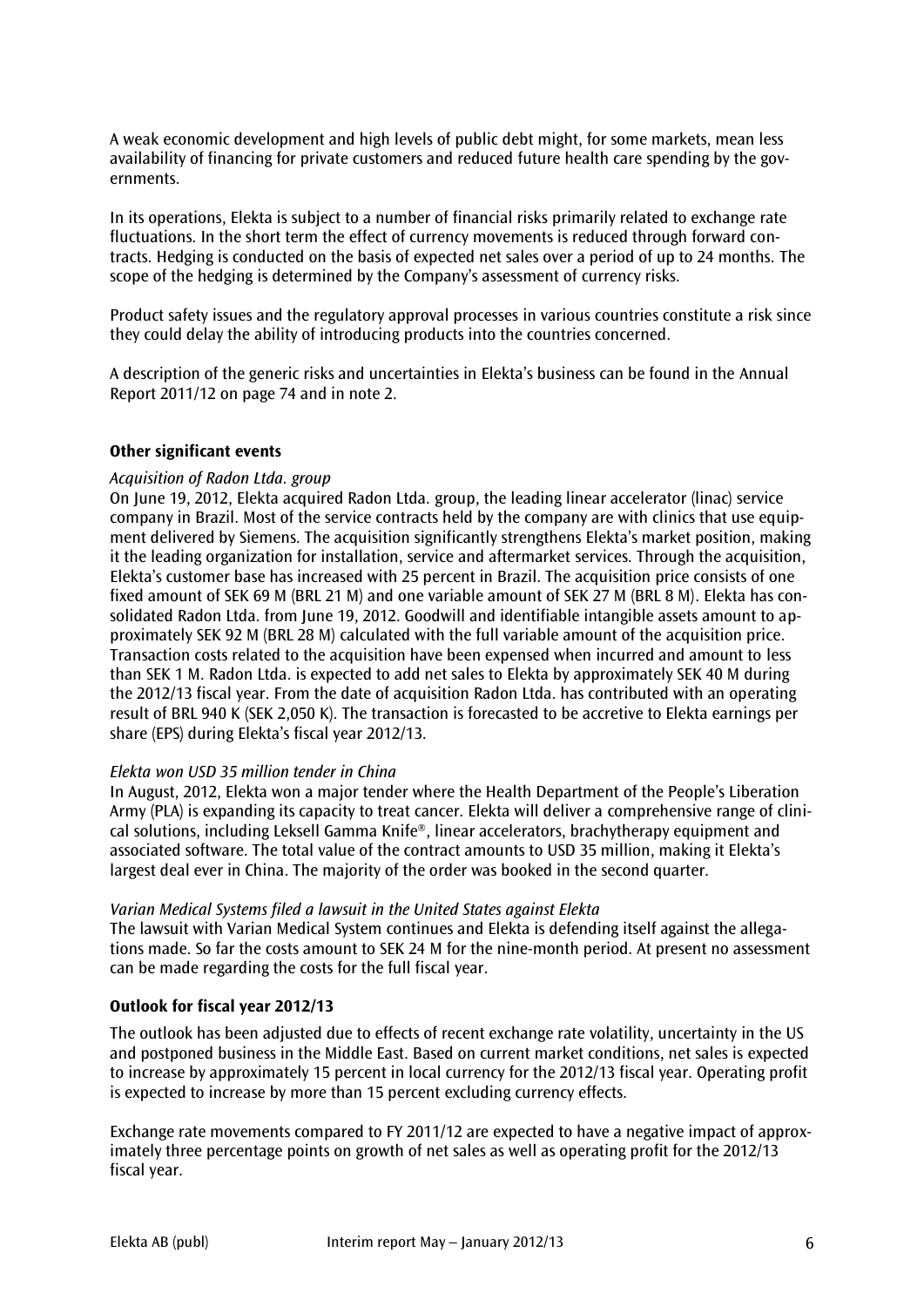A weak economic development and high levels of public debt might, for some markets, mean less availability of financing for private customers and reduced future health care spending by the governments.

In its operations, Elekta is subject to a number of financial risks primarily related to exchange rate fluctuations. In the short term the effect of currency movements is reduced through forward contracts. Hedging is conducted on the basis of expected net sales over a period of up to 24 months. The scope of the hedging is determined by the Company's assessment of currency risks.

Product safety issues and the regulatory approval processes in various countries constitute a risk since they could delay the ability of introducing products into the countries concerned.

A description of the generic risks and uncertainties in Elekta's business can be found in the Annual Report 2011/12 on page 74 and in note 2.

**Other significant events**

*Acquisition of Radon Ltda. group*

On June 19, 2012, Elekta acquired Radon Ltda. group, the leading linear accelerator (linac) service company in Brazil. Most of the service contracts held by the company are with clinics that use equipment delivered by Siemens. The acquisition significantly strengthens Elekta's market position, making it the leading organization for installation, service and aftermarket services. Through the acquisition, Elekta's customer base has increased with 25 percent in Brazil. The acquisition price consists of one fixed amount of SEK 69 M (BRL 21 M) and one variable amount of SEK 27 M (BRL 8 M). Elekta has consolidated Radon Ltda. from June 19, 2012. Goodwill and identifiable intangible assets amount to approximately SEK 92 M (BRL 28 M) calculated with the full variable amount of the acquisition price. Transaction costs related to the acquisition have been expensed when incurred and amount to less than SEK 1 M. Radon Ltda. is expected to add net sales to Elekta by approximately SEK 40 M during the 2012/13 fiscal year. From the date of acquisition Radon Ltda. has contributed with an operating result of BRL 940 K (SEK 2,050 K). The transaction is forecasted to be accretive to Elekta earnings per share (EPS) during Elekta's fiscal year 2012/13.

*Elekta won USD 35 million tender in China*

In August, 2012, Elekta won a major tender where the Health Department of the People's Liberation Army (PLA) is expanding its capacity to treat cancer. Elekta will deliver a comprehensive range of clinical solutions, including Leksell Gamma Knife®, linear accelerators, brachytherapy equipment and associated software. The total value of the contract amounts to USD 35 million, making it Elekta's largest deal ever in China. The majority of the order was booked in the second quarter.

*Varian Medical Systems filed a lawsuit in the United States against Elekta*

The lawsuit with Varian Medical System continues and Elekta is defending itself against the allegations made. So far the costs amount to SEK 24 M for the nine-month period. At present no assessment can be made regarding the costs for the full fiscal year.

**Outlook for fiscal year 2012/13**

The outlook has been adjusted due to effects of recent exchange rate volatility, uncertainty in the US and postponed business in the Middle East. Based on current market conditions, net sales is expected to increase by approximately 15 percent in local currency for the 2012/13 fiscal year. Operating profit is expected to increase by more than 15 percent excluding currency effects.

Exchange rate movements compared to FY 2011/12 are expected to have a negative impact of approximately three percentage points on growth of net sales as well as operating profit for the 2012/13 fiscal year.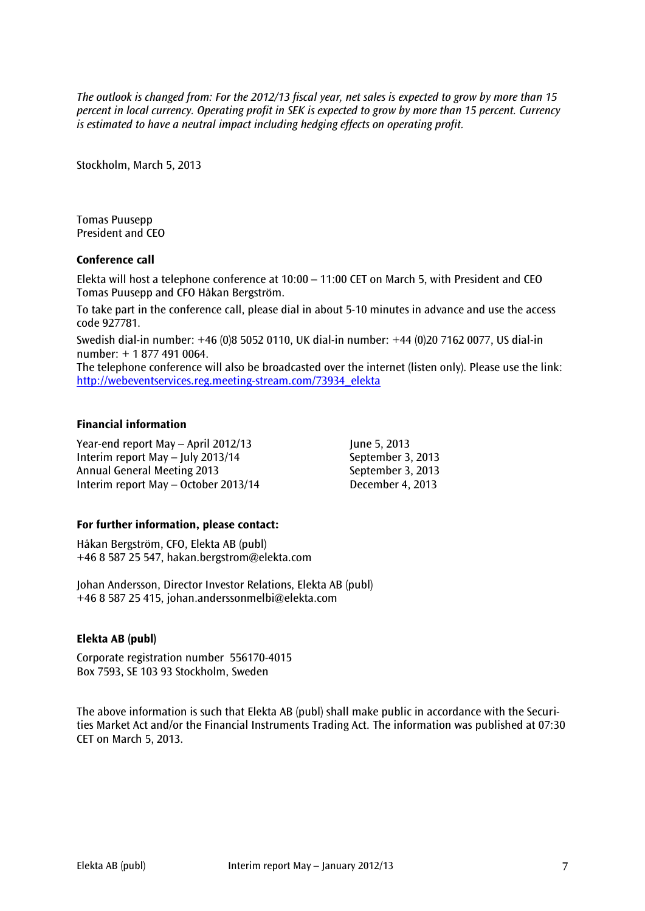*The outlook is changed from: For the 2012/13 fiscal year, net sales is expected to grow by more than 15 percent in local currency. Operating profit in SEK is expected to grow by more than 15 percent. Currency is estimated to have a neutral impact including hedging effects on operating profit.*

Stockholm, March 5, 2013

Tomas Puusepp
President and CEO

**Conference call**

Elekta will host a telephone conference at 10:00 – 11:00 CET on March 5, with President and CEO Tomas Puusepp and CFO Håkan Bergström.

To take part in the conference call, please dial in about 5-10 minutes in advance and use the access code 927781.

Swedish dial-in number: +46 (0)8 5052 0110, UK dial-in number: +44 (0)20 7162 0077, US dial-in number: + 1 877 491 0064.
The telephone conference will also be broadcasted over the internet (listen only). Please use the link: [http://webeventservices.reg.meeting-stream.com/73934_elekta](http://webeventservices.reg.meeting-stream.com/73934_elekta)

**Financial information**

| | |
|---|---|
| Year-end report May – April 2012/13 | June 5, 2013 |
| Interim report May – July 2013/14 | September 3, 2013 |
| Annual General Meeting 2013 | September 3, 2013 |
| Interim report May – October 2013/14 | December 4, 2013 |

**For further information, please contact:**

Håkan Bergström, CFO, Elekta AB (publ)
+46 8 587 25 547, hakan.bergstrom@elekta.com

Johan Andersson, Director Investor Relations, Elekta AB (publ)
+46 8 587 25 415, johan.anderssonmelbi@elekta.com

**Elekta AB (publ)**

Corporate registration number 556170-4015
Box 7593, SE 103 93 Stockholm, Sweden

The above information is such that Elekta AB (publ) shall make public in accordance with the Securities Market Act and/or the Financial Instruments Trading Act. The information was published at 07:30 CET on March 5, 2013.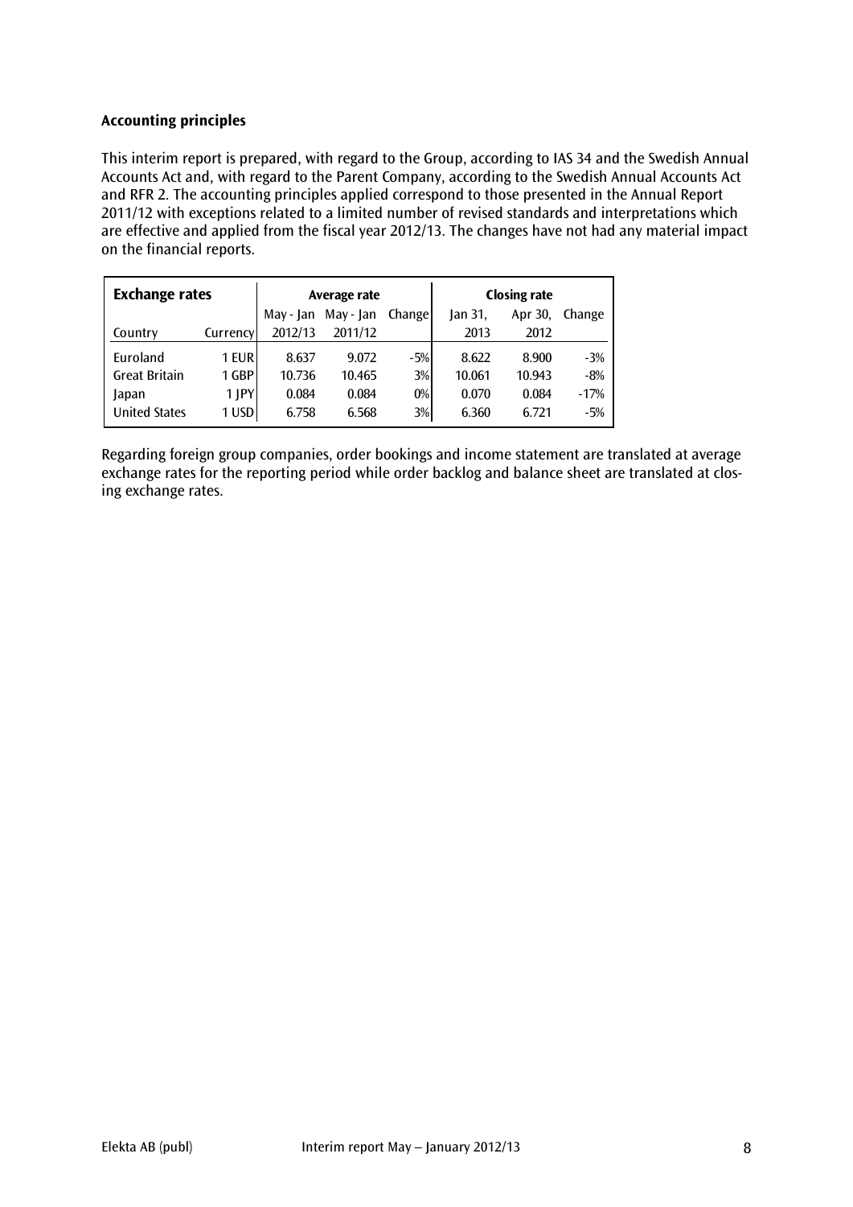### Accounting principles

This interim report is prepared, with regard to the Group, according to IAS 34 and the Swedish Annual Accounts Act and, with regard to the Parent Company, according to the Swedish Annual Accounts Act and RFR 2. The accounting principles applied correspond to those presented in the Annual Report 2011/12 with exceptions related to a limited number of revised standards and interpretations which are effective and applied from the fiscal year 2012/13. The changes have not had any material impact on the financial reports.

| **Exchange rates** | | Average rate | | | Closing rate | | |
|---|---|---|---|---|---|---|---|
| | | May - Jan | May - Jan | Change | Jan 31, | Apr 30, | Change |
| Country | Currency | 2012/13 | 2011/12 | | 2013 | 2012 | |
| Euroland | 1 EUR | 8.637 | 9.072 | -5% | 8.622 | 8.900 | -3% |
| Great Britain | 1 GBP | 10.736 | 10.465 | 3% | 10.061 | 10.943 | -8% |
| Japan | 1 JPY | 0.084 | 0.084 | 0% | 0.070 | 0.084 | -17% |
| United States | 1 USD | 6.758 | 6.568 | 3% | 6.360 | 6.721 | -5% |

Regarding foreign group companies, order bookings and income statement are translated at average exchange rates for the reporting period while order backlog and balance sheet are translated at closing exchange rates.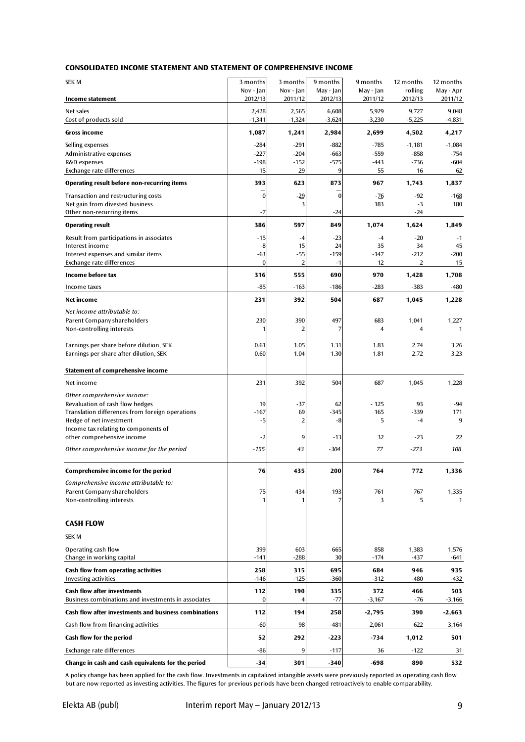## CONSOLIDATED INCOME STATEMENT AND STATEMENT OF COMPREHENSIVE INCOME

| SEK M | 3 months | 3 months | 9 months | 9 months | 12 months | 12 months |
|---|---|---|---|---|---|---|
| | Nov - Jan | Nov - Jan | May - Jan | May - Jan | rolling | May - Apr |
| **Income statement** | 2012/13 | 2011/12 | 2012/13 | 2011/12 | 2012/13 | 2011/12 |
| Net sales | 2,428 | 2,565 | 6,608 | 5,929 | 9,727 | 9,048 |
| Cost of products sold | -1,341 | -1,324 | -3,624 | -3,230 | -5,225 | -4,831 |
| **Gross income** | **1,087** | **1,241** | **2,984** | **2,699** | **4,502** | **4,217** |
| Selling expenses | -284 | -291 | -882 | -785 | -1,181 | -1,084 |
| Administrative expenses | -227 | -204 | -663 | -559 | -858 | -754 |
| R&D expenses | -198 | -152 | -575 | -443 | -736 | -604 |
| Exchange rate differences | 15 | 29 | 9 | 55 | 16 | 62 |
| **Operating result before non-recurring items** | **393** | **623** | **873** | **967** | **1,743** | **1,837** |
| Transaction and restructuring costs | 0 | -29 | 0 | -76 | -92 | -168 |
| Net gain from divested business | | 3 | | 183 | -3 | 180 |
| Other non-recurring items | -7 | | -24 | | -24 | |
| **Operating result** | **386** | **597** | **849** | **1,074** | **1,624** | **1,849** |
| Result from participations in associates | -15 | -4 | -23 | -4 | -20 | -1 |
| Interest income | 8 | 15 | 24 | 35 | 34 | 45 |
| Interest expenses and similar items | -63 | -55 | -159 | -147 | -212 | -200 |
| Exchange rate differences | 0 | 2 | -1 | 12 | 2 | 15 |
| **Income before tax** | **316** | **555** | **690** | **970** | **1,428** | **1,708** |
| Income taxes | -85 | -163 | -186 | -283 | -383 | -480 |
| **Net income** | **231** | **392** | **504** | **687** | **1,045** | **1,228** |
| *Net income attributable to:* | | | | | | |
| Parent Company shareholders | 230 | 390 | 497 | 683 | 1,041 | 1,227 |
| Non-controlling interests | 1 | 2 | 7 | 4 | 4 | 1 |
| Earnings per share before dilution, SEK | 0.61 | 1.05 | 1.31 | 1.83 | 2.74 | 3.26 |
| Earnings per share after dilution, SEK | 0.60 | 1.04 | 1.30 | 1.81 | 2.72 | 3.23 |
| **Statement of comprehensive income** | | | | | | |
| Net income | 231 | 392 | 504 | 687 | 1,045 | 1,228 |
| *Other comprehensive income:* | | | | | | |
| Revaluation of cash flow hedges | 19 | -37 | 62 | - 125 | 93 | -94 |
| Translation differences from foreign operations | -167 | 69 | -345 | 165 | -339 | 171 |
| Hedge of net investment | -5 | 2 | -8 | 5 | -4 | 9 |
| Income tax relating to components of other comprehensive income | -2 | 9 | -13 | 32 | -23 | 22 |
| *Other comprehensive income for the period* | *-155* | *43* | *-304* | *77* | *-273* | *108* |
| **Comprehensive income for the period** | **76** | **435** | **200** | **764** | **772** | **1,336** |
| *Comprehensive income attributable to:* | | | | | | |
| Parent Company shareholders | 75 | 434 | 193 | 761 | 767 | 1,335 |
| Non-controlling interests | 1 | 1 | 7 | 3 | 5 | 1 |

## CASH FLOW

| SEK M | 3 months Nov - Jan 2012/13 | 3 months Nov - Jan 2011/12 | 9 months May - Jan 2012/13 | 9 months May - Jan 2011/12 | 12 months rolling 2012/13 | 12 months May - Apr 2011/12 |
|---|---|---|---|---|---|---|
| Operating cash flow | 399 | 603 | 665 | 858 | 1,383 | 1,576 |
| Change in working capital | -141 | -288 | 30 | -174 | -437 | -641 |
| **Cash flow from operating activities** | **258** | **315** | **695** | **684** | **946** | **935** |
| Investing activities | -146 | -125 | -360 | -312 | -480 | -432 |
| **Cash flow after investments** | **112** | **190** | **335** | **372** | **466** | **503** |
| Business combinations and investments in associates | 0 | 4 | -77 | -3,167 | -76 | -3,166 |
| **Cash flow after investments and business combinations** | **112** | **194** | **258** | **-2,795** | **390** | **-2,663** |
| Cash flow from financing activities | -60 | 98 | -481 | 2,061 | 622 | 3,164 |
| **Cash flow for the period** | **52** | **292** | **-223** | **-734** | **1,012** | **501** |
| Exchange rate differences | -86 | 9 | -117 | 36 | -122 | 31 |
| **Change in cash and cash equivalents for the period** | **-34** | **301** | **-340** | **-698** | **890** | **532** |

A policy change has been applied for the cash flow. Investments in capitalized intangible assets were previously reported as operating cash flow but are now reported as investing activities. The figures for previous periods have been changed retroactively to enable comparability.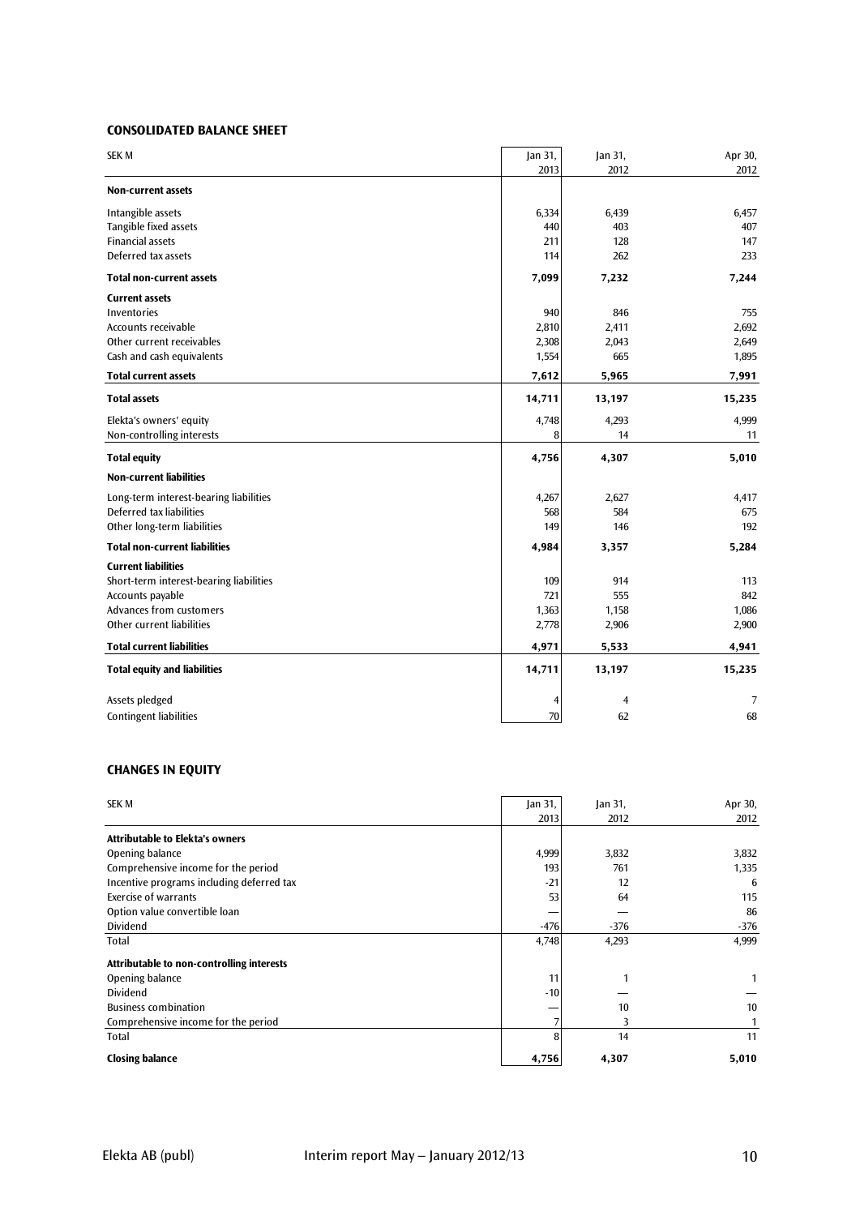## CONSOLIDATED BALANCE SHEET

| SEK M | Jan 31, 2013 | Jan 31, 2012 | Apr 30, 2012 |
|---|---|---|---|
| **Non-current assets** | | | |
| Intangible assets | 6,334 | 6,439 | 6,457 |
| Tangible fixed assets | 440 | 403 | 407 |
| Financial assets | 211 | 128 | 147 |
| Deferred tax assets | 114 | 262 | 233 |
| **Total non-current assets** | **7,099** | **7,232** | **7,244** |
| **Current assets** | | | |
| Inventories | 940 | 846 | 755 |
| Accounts receivable | 2,810 | 2,411 | 2,692 |
| Other current receivables | 2,308 | 2,043 | 2,649 |
| Cash and cash equivalents | 1,554 | 665 | 1,895 |
| **Total current assets** | **7,612** | **5,965** | **7,991** |
| **Total assets** | **14,711** | **13,197** | **15,235** |
| Elekta's owners' equity | 4,748 | 4,293 | 4,999 |
| Non-controlling interests | 8 | 14 | 11 |
| **Total equity** | **4,756** | **4,307** | **5,010** |
| **Non-current liabilities** | | | |
| Long-term interest-bearing liabilities | 4,267 | 2,627 | 4,417 |
| Deferred tax liabilities | 568 | 584 | 675 |
| Other long-term liabilities | 149 | 146 | 192 |
| **Total non-current liabilities** | **4,984** | **3,357** | **5,284** |
| **Current liabilities** | | | |
| Short-term interest-bearing liabilities | 109 | 914 | 113 |
| Accounts payable | 721 | 555 | 842 |
| Advances from customers | 1,363 | 1,158 | 1,086 |
| Other current liabilities | 2,778 | 2,906 | 2,900 |
| **Total current liabilities** | **4,971** | **5,533** | **4,941** |
| **Total equity and liabilities** | **14,711** | **13,197** | **15,235** |
| Assets pledged | 4 | 4 | 7 |
| Contingent liabilities | 70 | 62 | 68 |

## CHANGES IN EQUITY

| SEK M | Jan 31, 2013 | Jan 31, 2012 | Apr 30, 2012 |
|---|---|---|---|
| **Attributable to Elekta's owners** | | | |
| Opening balance | 4,999 | 3,832 | 3,832 |
| Comprehensive income for the period | 193 | 761 | 1,335 |
| Incentive programs including deferred tax | -21 | 12 | 6 |
| Exercise of warrants | 53 | 64 | 115 |
| Option value convertible loan | — | — | 86 |
| Dividend | -476 | -376 | -376 |
| Total | 4,748 | 4,293 | 4,999 |
| **Attributable to non-controlling interests** | | | |
| Opening balance | 11 | 1 | 1 |
| Dividend | -10 | — | — |
| Business combination | — | 10 | 10 |
| Comprehensive income for the period | 7 | 3 | 1 |
| Total | 8 | 14 | 11 |
| **Closing balance** | **4,756** | **4,307** | **5,010** |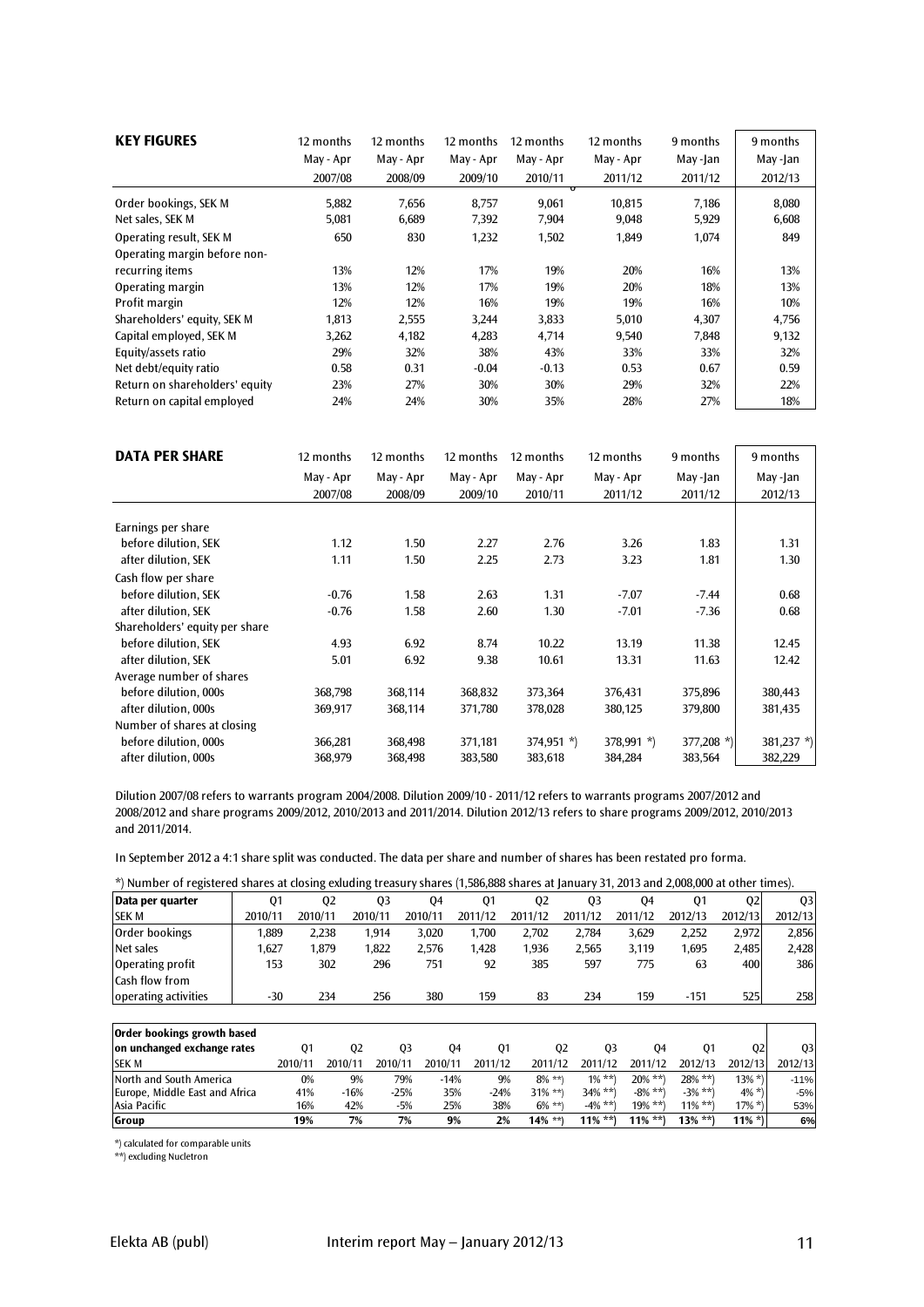## KEY FIGURES

| KEY FIGURES | 12 months May - Apr 2007/08 | 12 months May - Apr 2008/09 | 12 months May - Apr 2009/10 | 12 months May - Apr 2010/11 | 12 months May - Apr 2011/12 | 9 months May -Jan 2011/12 | 9 months May -Jan 2012/13 |
|---|---|---|---|---|---|---|---|
| Order bookings, SEK M | 5,882 | 7,656 | 8,757 | 9,061 | 10,815 | 7,186 | 8,080 |
| Net sales, SEK M | 5,081 | 6,689 | 7,392 | 7,904 | 9,048 | 5,929 | 6,608 |
| Operating result, SEK M | 650 | 830 | 1,232 | 1,502 | 1,849 | 1,074 | 849 |
| Operating margin before non-recurring items | 13% | 12% | 17% | 19% | 20% | 16% | 13% |
| Operating margin | 13% | 12% | 17% | 19% | 20% | 18% | 13% |
| Profit margin | 12% | 12% | 16% | 19% | 19% | 16% | 10% |
| Shareholders' equity, SEK M | 1,813 | 2,555 | 3,244 | 3,833 | 5,010 | 4,307 | 4,756 |
| Capital employed, SEK M | 3,262 | 4,182 | 4,283 | 4,714 | 9,540 | 7,848 | 9,132 |
| Equity/assets ratio | 29% | 32% | 38% | 43% | 33% | 33% | 32% |
| Net debt/equity ratio | 0.58 | 0.31 | -0.04 | -0.13 | 0.53 | 0.67 | 0.59 |
| Return on shareholders' equity | 23% | 27% | 30% | 30% | 29% | 32% | 22% |
| Return on capital employed | 24% | 24% | 30% | 35% | 28% | 27% | 18% |

## DATA PER SHARE

| DATA PER SHARE | 12 months May - Apr 2007/08 | 12 months May - Apr 2008/09 | 12 months May - Apr 2009/10 | 12 months May - Apr 2010/11 | 12 months May - Apr 2011/12 | 9 months May -Jan 2011/12 | 9 months May -Jan 2012/13 |
|---|---|---|---|---|---|---|---|
| Earnings per share | | | | | | | |
| before dilution, SEK | 1.12 | 1.50 | 2.27 | 2.76 | 3.26 | 1.83 | 1.31 |
| after dilution, SEK | 1.11 | 1.50 | 2.25 | 2.73 | 3.23 | 1.81 | 1.30 |
| Cash flow per share | | | | | | | |
| before dilution, SEK | -0.76 | 1.58 | 2.63 | 1.31 | -7.07 | -7.44 | 0.68 |
| after dilution, SEK | -0.76 | 1.58 | 2.60 | 1.30 | -7.01 | -7.36 | 0.68 |
| Shareholders' equity per share | | | | | | | |
| before dilution, SEK | 4.93 | 6.92 | 8.74 | 10.22 | 13.19 | 11.38 | 12.45 |
| after dilution, SEK | 5.01 | 6.92 | 9.38 | 10.61 | 13.31 | 11.63 | 12.42 |
| Average number of shares | | | | | | | |
| before dilution, 000s | 368,798 | 368,114 | 368,832 | 373,364 | 376,431 | 375,896 | 380,443 |
| after dilution, 000s | 369,917 | 368,114 | 371,780 | 378,028 | 380,125 | 379,800 | 381,435 |
| Number of shares at closing | | | | | | | |
| before dilution, 000s | 366,281 | 368,498 | 371,181 | 374,951 *) | 378,991 *) | 377,208 *) | 381,237 *) |
| after dilution, 000s | 368,979 | 368,498 | 383,580 | 383,618 | 384,284 | 383,564 | 382,229 |

Dilution 2007/08 refers to warrants program 2004/2008. Dilution 2009/10 - 2011/12 refers to warrants programs 2007/2012 and 2008/2012 and share programs 2009/2012, 2010/2013 and 2011/2014. Dilution 2012/13 refers to share programs 2009/2012, 2010/2013 and 2011/2014.

In September 2012 a 4:1 share split was conducted. The data per share and number of shares has been restated pro forma.

*) Number of registered shares at closing exluding treasury shares (1,586,888 shares at January 31, 2013 and 2,008,000 at other times).

| Data per quarter SEK M | Q1 2010/11 | Q2 2010/11 | Q3 2010/11 | Q4 2010/11 | Q1 2011/12 | Q2 2011/12 | Q3 2011/12 | Q4 2011/12 | Q1 2012/13 | Q2 2012/13 | Q3 2012/13 |
|---|---|---|---|---|---|---|---|---|---|---|---|
| Order bookings | 1,889 | 2,238 | 1,914 | 3,020 | 1,700 | 2,702 | 2,784 | 3,629 | 2,252 | 2,972 | 2,856 |
| Net sales | 1,627 | 1,879 | 1,822 | 2,576 | 1,428 | 1,936 | 2,565 | 3,119 | 1,695 | 2,485 | 2,428 |
| Operating profit | 153 | 302 | 296 | 751 | 92 | 385 | 597 | 775 | 63 | 400 | 386 |
| Cash flow from operating activities | -30 | 234 | 256 | 380 | 159 | 83 | 234 | 159 | -151 | 525 | 258 |

| Order bookings growth based on unchanged exchange rates SEK M | Q1 2010/11 | Q2 2010/11 | Q3 2010/11 | Q4 2010/11 | Q1 2011/12 | Q2 2011/12 | Q3 2011/12 | Q4 2011/12 | Q1 2012/13 | Q2 2012/13 | Q3 2012/13 |
|---|---|---|---|---|---|---|---|---|---|---|---|
| North and South America | 0% | 9% | 79% | -14% | 9% | 8% **) | 1% **) | 20% **) | 28% **) | 13% *) | -11% |
| Europe, Middle East and Africa | 41% | -16% | -25% | 35% | -24% | 31% **) | 34% **) | -8% **) | -3% **) | 4% *) | -5% |
| Asia Pacific | 16% | 42% | -5% | 25% | 38% | 6% **) | -4% **) | 19% **) | 11% **) | 17% *) | 53% |
| **Group** | **19%** | **7%** | **7%** | **9%** | **2%** | **14% \*\*)** | **11% \*\*)** | **11% \*\*)** | **13% \*\*)** | **11% \*)** | **6%** |

*) calculated for comparable units
**) excluding Nucletron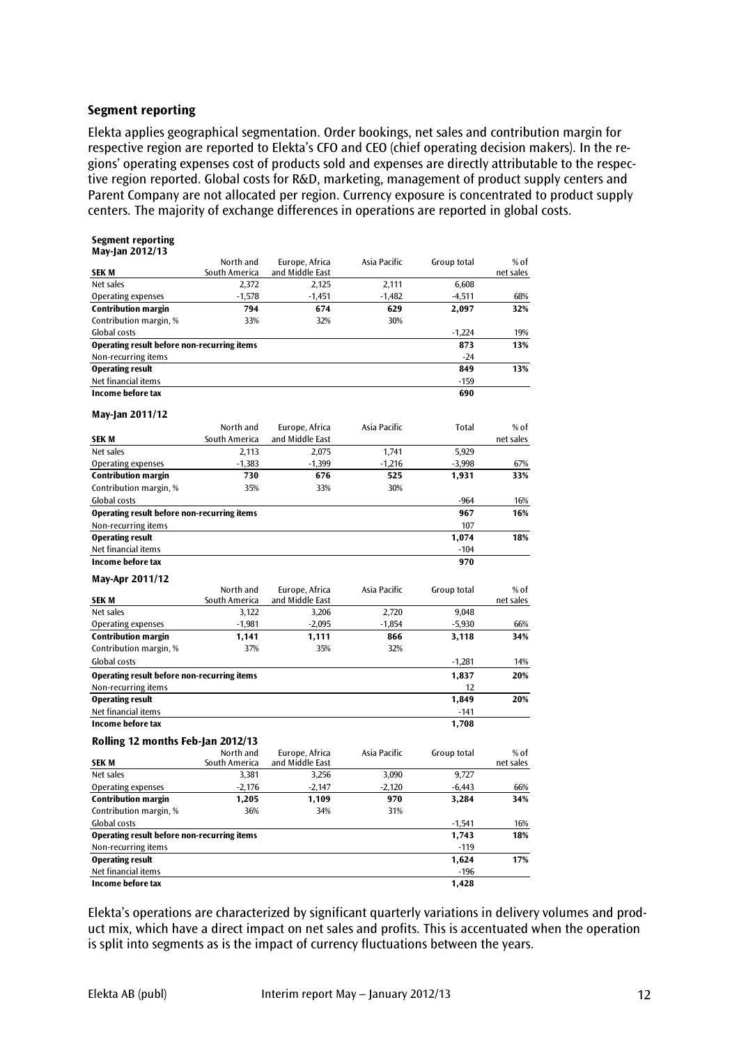## Segment reporting

Elekta applies geographical segmentation. Order bookings, net sales and contribution margin for respective region are reported to Elekta's CFO and CEO (chief operating decision makers). In the regions' operating expenses cost of products sold and expenses are directly attributable to the respective region reported. Global costs for R&D, marketing, management of product supply centers and Parent Company are not allocated per region. Currency exposure is concentrated to product supply centers. The majority of exchange differences in operations are reported in global costs.

**Segment reporting**
**May-Jan 2012/13**

| SEK M | North and South America | Europe, Africa and Middle East | Asia Pacific | Group total | % of net sales |
|---|---|---|---|---|---|
| Net sales | 2,372 | 2,125 | 2,111 | 6,608 | |
| Operating expenses | -1,578 | -1,451 | -1,482 | -4,511 | 68% |
| **Contribution margin** | **794** | **674** | **629** | **2,097** | **32%** |
| Contribution margin, % | 33% | 32% | 30% | | |
| Global costs | | | | -1,224 | 19% |
| **Operating result before non-recurring items** | | | | **873** | **13%** |
| Non-recurring items | | | | -24 | |
| **Operating result** | | | | **849** | **13%** |
| Net financial items | | | | -159 | |
| **Income before tax** | | | | **690** | |

**May-Jan 2011/12**

| SEK M | North and South America | Europe, Africa and Middle East | Asia Pacific | Total | % of net sales |
|---|---|---|---|---|---|
| Net sales | 2,113 | 2,075 | 1,741 | 5,929 | |
| Operating expenses | -1,383 | -1,399 | -1,216 | -3,998 | 67% |
| **Contribution margin** | **730** | **676** | **525** | **1,931** | **33%** |
| Contribution margin, % | 35% | 33% | 30% | | |
| Global costs | | | | -964 | 16% |
| **Operating result before non-recurring items** | | | | **967** | **16%** |
| Non-recurring items | | | | 107 | |
| **Operating result** | | | | **1,074** | **18%** |
| Net financial items | | | | -104 | |
| **Income before tax** | | | | **970** | |

**May-Apr 2011/12**

| SEK M | North and South America | Europe, Africa and Middle East | Asia Pacific | Group total | % of net sales |
|---|---|---|---|---|---|
| Net sales | 3,122 | 3,206 | 2,720 | 9,048 | |
| Operating expenses | -1,981 | -2,095 | -1,854 | -5,930 | 66% |
| **Contribution margin** | **1,141** | **1,111** | **866** | **3,118** | **34%** |
| Contribution margin, % | 37% | 35% | 32% | | |
| Global costs | | | | -1,281 | 14% |
| **Operating result before non-recurring items** | | | | **1,837** | **20%** |
| Non-recurring items | | | | 12 | |
| **Operating result** | | | | **1,849** | **20%** |
| Net financial items | | | | -141 | |
| **Income before tax** | | | | **1,708** | |

**Rolling 12 months Feb-Jan 2012/13**

| SEK M | North and South America | Europe, Africa and Middle East | Asia Pacific | Group total | % of net sales |
|---|---|---|---|---|---|
| Net sales | 3,381 | 3,256 | 3,090 | 9,727 | |
| Operating expenses | -2,176 | -2,147 | -2,120 | -6,443 | 66% |
| **Contribution margin** | **1,205** | **1,109** | **970** | **3,284** | **34%** |
| Contribution margin, % | 36% | 34% | 31% | | |
| Global costs | | | | -1,541 | 16% |
| **Operating result before non-recurring items** | | | | **1,743** | **18%** |
| Non-recurring items | | | | -119 | |
| **Operating result** | | | | **1,624** | **17%** |
| Net financial items | | | | -196 | |
| **Income before tax** | | | | **1,428** | |

Elekta's operations are characterized by significant quarterly variations in delivery volumes and product mix, which have a direct impact on net sales and profits. This is accentuated when the operation is split into segments as is the impact of currency fluctuations between the years.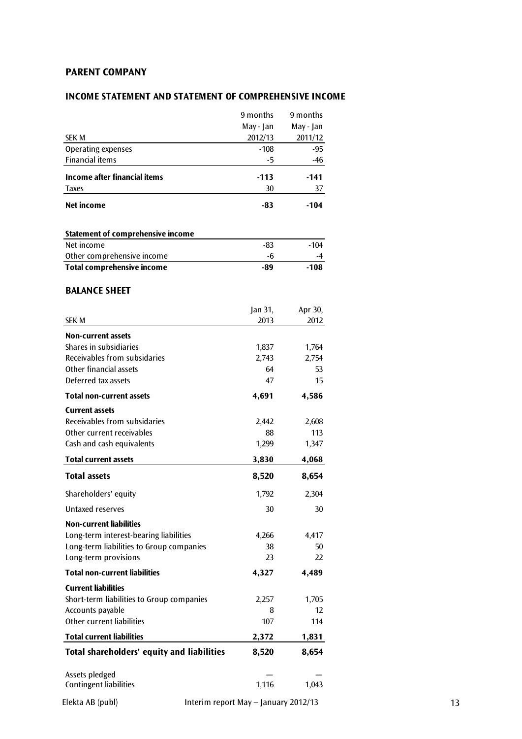## PARENT COMPANY

### INCOME STATEMENT AND STATEMENT OF COMPREHENSIVE INCOME

| SEK M | 9 months May - Jan 2012/13 | 9 months May - Jan 2011/12 |
|---|---|---|
| Operating expenses | -108 | -95 |
| Financial items | -5 | -46 |
| **Income after financial items** | **-113** | **-141** |
| Taxes | 30 | 37 |
| **Net income** | **-83** | **-104** |

| **Statement of comprehensive income** | | |
|---|---|---|
| Net income | -83 | -104 |
| Other comprehensive income | -6 | -4 |
| **Total comprehensive income** | **-89** | **-108** |

### BALANCE SHEET

| SEK M | Jan 31, 2013 | Apr 30, 2012 |
|---|---|---|
| **Non-current assets** | | |
| Shares in subsidiaries | 1,837 | 1,764 |
| Receivables from subsidaries | 2,743 | 2,754 |
| Other financial assets | 64 | 53 |
| Deferred tax assets | 47 | 15 |
| **Total non-current assets** | **4,691** | **4,586** |
| **Current assets** | | |
| Receivables from subsidaries | 2,442 | 2,608 |
| Other current receivables | 88 | 113 |
| Cash and cash equivalents | 1,299 | 1,347 |
| **Total current assets** | **3,830** | **4,068** |
| **Total assets** | **8,520** | **8,654** |
| Shareholders' equity | 1,792 | 2,304 |
| Untaxed reserves | 30 | 30 |
| **Non-current liabilities** | | |
| Long-term interest-bearing liabilities | 4,266 | 4,417 |
| Long-term liabilities to Group companies | 38 | 50 |
| Long-term provisions | 23 | 22 |
| **Total non-current liabilities** | **4,327** | **4,489** |
| **Current liabilities** | | |
| Short-term liabilities to Group companies | 2,257 | 1,705 |
| Accounts payable | 8 | 12 |
| Other current liabilities | 107 | 114 |
| **Total current liabilities** | **2,372** | **1,831** |
| **Total shareholders' equity and liabilities** | **8,520** | **8,654** |
| Assets pledged | — | — |
| Contingent liabilities | 1,116 | 1,043 |